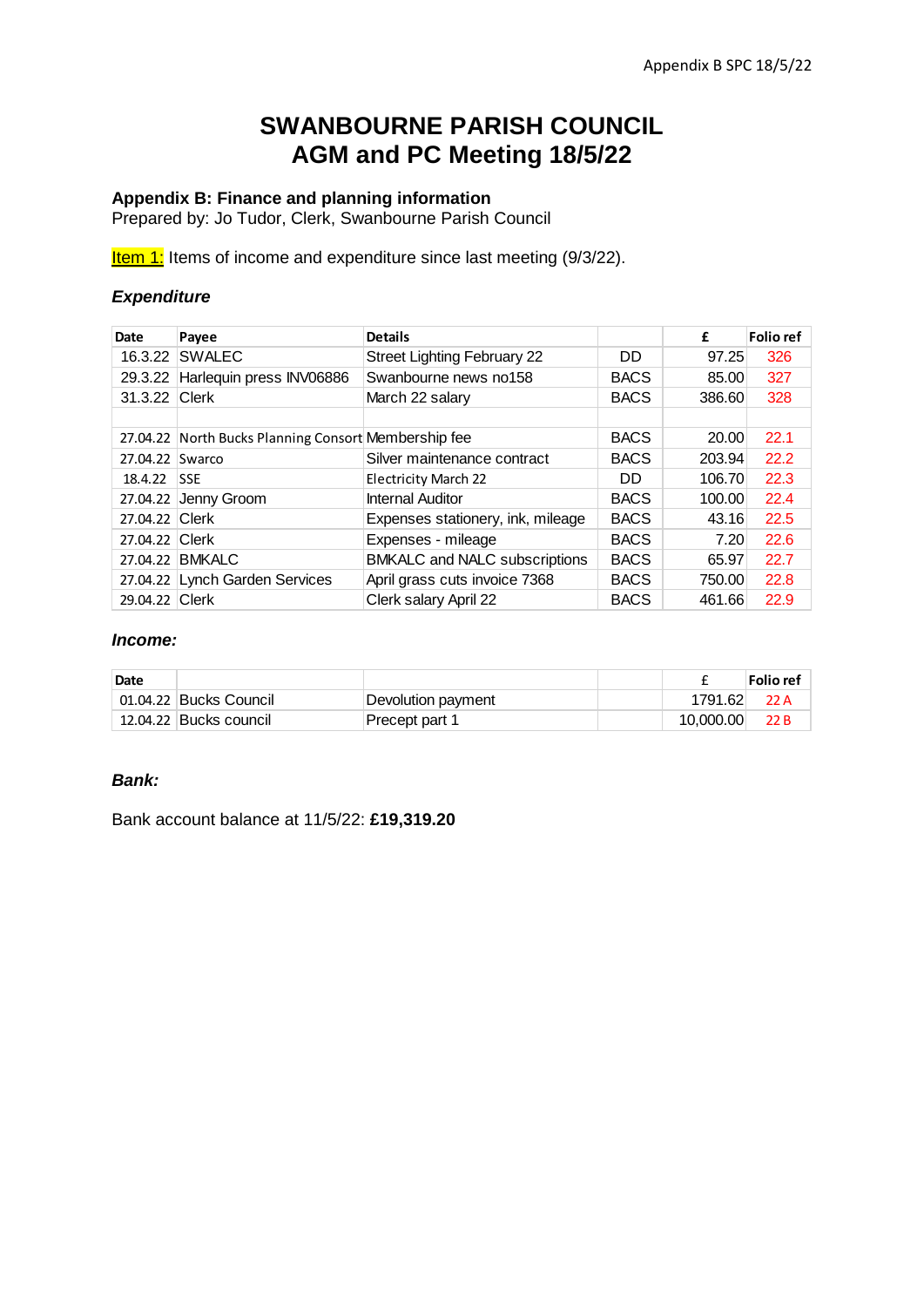# SWANBOURNE PARISH COUNCIL
# AGM and PC Meeting 18/5/22

**Appendix B: Finance and planning information**
Prepared by: Jo Tudor, Clerk, Swanbourne Parish Council

Item 1: Items of income and expenditure since last meeting (9/3/22).

### *Expenditure*

| Date | Payee | Details | | £ | Folio ref |
|---|---|---|---|---|---|
| 16.3.22 | SWALEC | Street Lighting February 22 | DD | 97.25 | 326 |
| 29.3.22 | Harlequin press INV06886 | Swanbourne news no158 | BACS | 85.00 | 327 |
| 31.3.22 | Clerk | March 22 salary | BACS | 386.60 | 328 |
| | | | | | |
| 27.04.22 | North Bucks Planning Consort | Membership fee | BACS | 20.00 | 22.1 |
| 27.04.22 | Swarco | Silver maintenance contract | BACS | 203.94 | 22.2 |
| 18.4.22 | SSE | Electricity March 22 | DD | 106.70 | 22.3 |
| 27.04.22 | Jenny Groom | Internal Auditor | BACS | 100.00 | 22.4 |
| 27.04.22 | Clerk | Expenses stationery, ink, mileage | BACS | 43.16 | 22.5 |
| 27.04.22 | Clerk | Expenses - mileage | BACS | 7.20 | 22.6 |
| 27.04.22 | BMKALC | BMKALC and NALC subscriptions | BACS | 65.97 | 22.7 |
| 27.04.22 | Lynch Garden Services | April grass cuts invoice 7368 | BACS | 750.00 | 22.8 |
| 29.04.22 | Clerk | Clerk salary April 22 | BACS | 461.66 | 22.9 |

### *Income:*

| Date | | | | £ | Folio ref |
|---|---|---|---|---|---|
| 01.04.22 | Bucks Council | Devolution payment | | 1791.62 | 22 A |
| 12.04.22 | Bucks council | Precept part 1 | | 10,000.00 | 22 B |

### *Bank:*

Bank account balance at 11/5/22: **£19,319.20**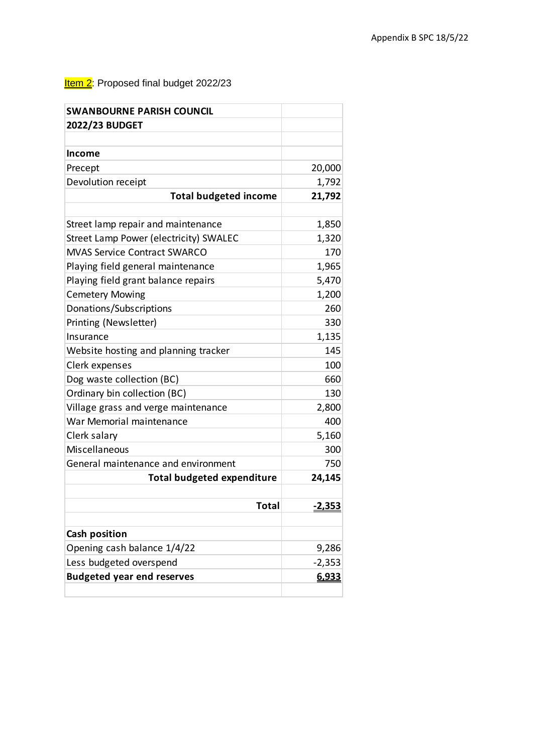Item 2: Proposed final budget 2022/23

| **SWANBOURNE PARISH COUNCIL** | |
|---|---|
| **2022/23 BUDGET** | |
| | |
| **Income** | |
| Precept | 20,000 |
| Devolution receipt | 1,792 |
| **Total budgeted income** | **21,792** |
| | |
| Street lamp repair and maintenance | 1,850 |
| Street Lamp Power (electricity) SWALEC | 1,320 |
| MVAS Service Contract SWARCO | 170 |
| Playing field general maintenance | 1,965 |
| Playing field grant balance repairs | 5,470 |
| Cemetery Mowing | 1,200 |
| Donations/Subscriptions | 260 |
| Printing (Newsletter) | 330 |
| Insurance | 1,135 |
| Website hosting and planning tracker | 145 |
| Clerk expenses | 100 |
| Dog waste collection (BC) | 660 |
| Ordinary bin collection (BC) | 130 |
| Village grass and verge maintenance | 2,800 |
| War Memorial maintenance | 400 |
| Clerk salary | 5,160 |
| Miscellaneous | 300 |
| General maintenance and environment | 750 |
| **Total budgeted expenditure** | **24,145** |
| | |
| **Total** | **-2,353** |
| | |
| **Cash position** | |
| Opening cash balance 1/4/22 | 9,286 |
| Less budgeted overspend | -2,353 |
| **Budgeted year end reserves** | **6,933** |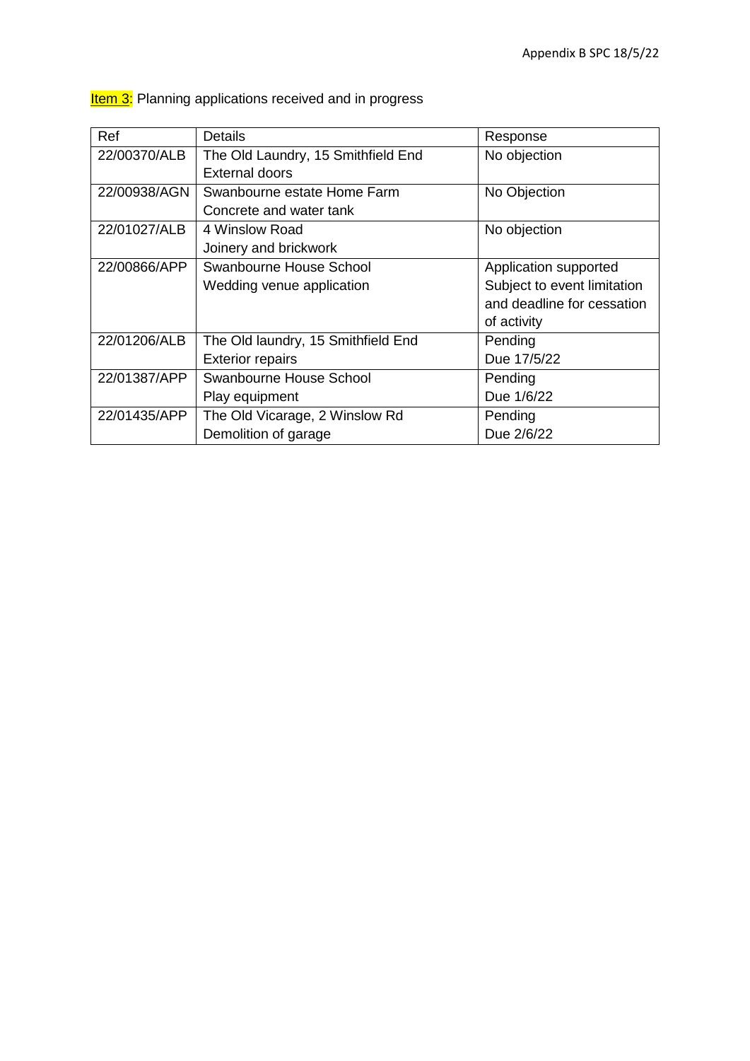Appendix B SPC 18/5/22

Item 3: Planning applications received and in progress

| Ref | Details | Response |
|---|---|---|
| 22/00370/ALB | The Old Laundry, 15 Smithfield End<br>External doors | No objection |
| 22/00938/AGN | Swanbourne estate Home Farm<br>Concrete and water tank | No Objection |
| 22/01027/ALB | 4 Winslow Road<br>Joinery and brickwork | No objection |
| 22/00866/APP | Swanbourne House School<br>Wedding venue application | Application supported<br>Subject to event limitation and deadline for cessation of activity |
| 22/01206/ALB | The Old laundry, 15 Smithfield End<br>Exterior repairs | Pending<br>Due 17/5/22 |
| 22/01387/APP | Swanbourne House School<br>Play equipment | Pending<br>Due 1/6/22 |
| 22/01435/APP | The Old Vicarage, 2 Winslow Rd<br>Demolition of garage | Pending<br>Due 2/6/22 |